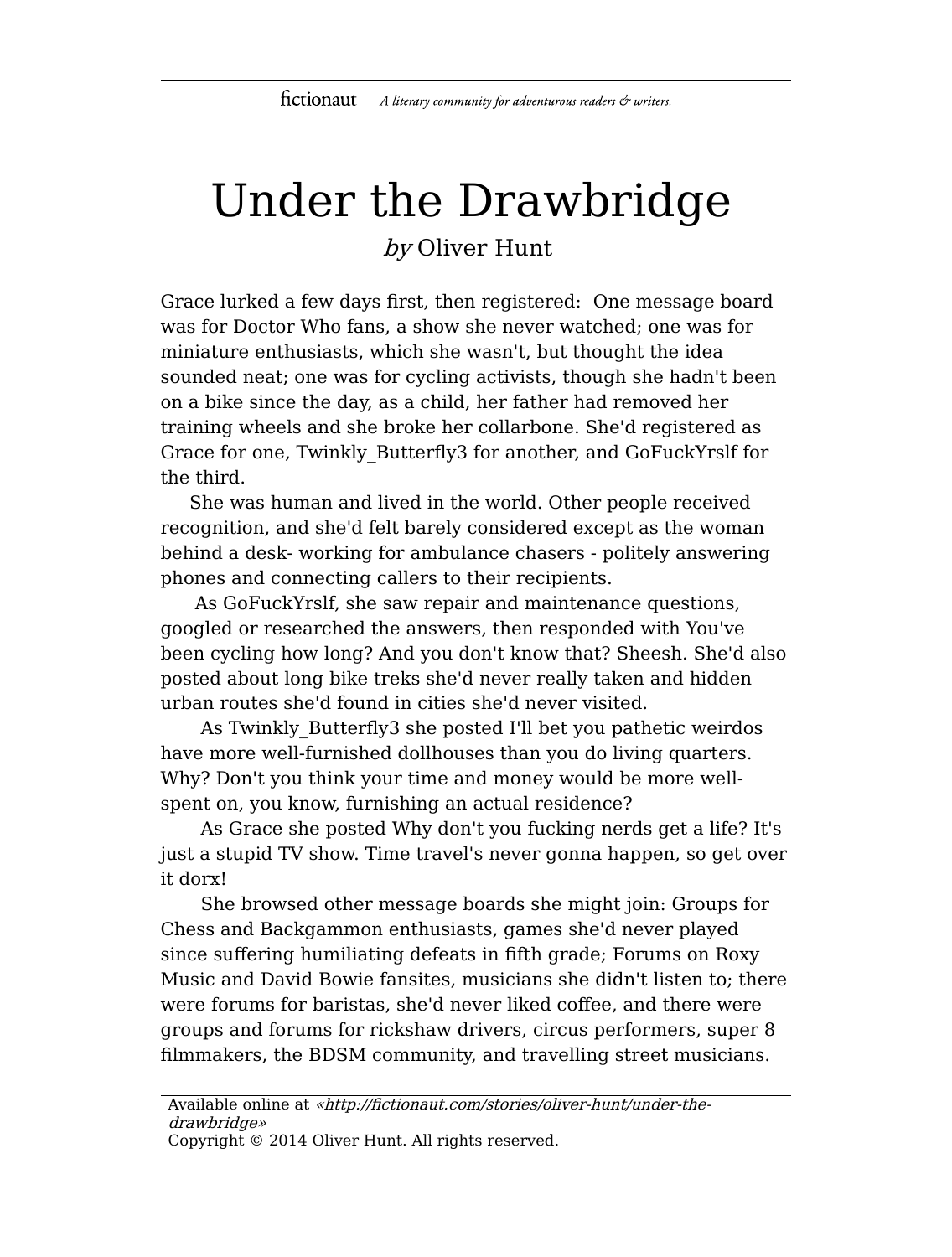# Under the Drawbridge

*by* Oliver Hunt

Grace lurked a few days first, then registered:  One message board was for Doctor Who fans, a show she never watched; one was for miniature enthusiasts, which she wasn't, but thought the idea sounded neat; one was for cycling activists, though she hadn't been on a bike since the day, as a child, her father had removed her training wheels and she broke her collarbone. She'd registered as Grace for one, Twinkly_Butterfly3 for another, and GoFuckYrslf for the third.

She was human and lived in the world. Other people received recognition, and she'd felt barely considered except as the woman behind a desk- working for ambulance chasers - politely answering phones and connecting callers to their recipients.

As GoFuckYrslf, she saw repair and maintenance questions, googled or researched the answers, then responded with You've been cycling how long? And you don't know that? Sheesh. She'd also posted about long bike treks she'd never really taken and hidden urban routes she'd found in cities she'd never visited.

As Twinkly_Butterfly3 she posted I'll bet you pathetic weirdos have more well-furnished dollhouses than you do living quarters. Why? Don't you think your time and money would be more well-spent on, you know, furnishing an actual residence?

As Grace she posted Why don't you fucking nerds get a life? It's just a stupid TV show. Time travel's never gonna happen, so get over it dorx!

She browsed other message boards she might join: Groups for Chess and Backgammon enthusiasts, games she'd never played since suffering humiliating defeats in fifth grade; Forums on Roxy Music and David Bowie fansites, musicians she didn't listen to; there were forums for baristas, she'd never liked coffee, and there were groups and forums for rickshaw drivers, circus performers, super 8 filmmakers, the BDSM community, and travelling street musicians.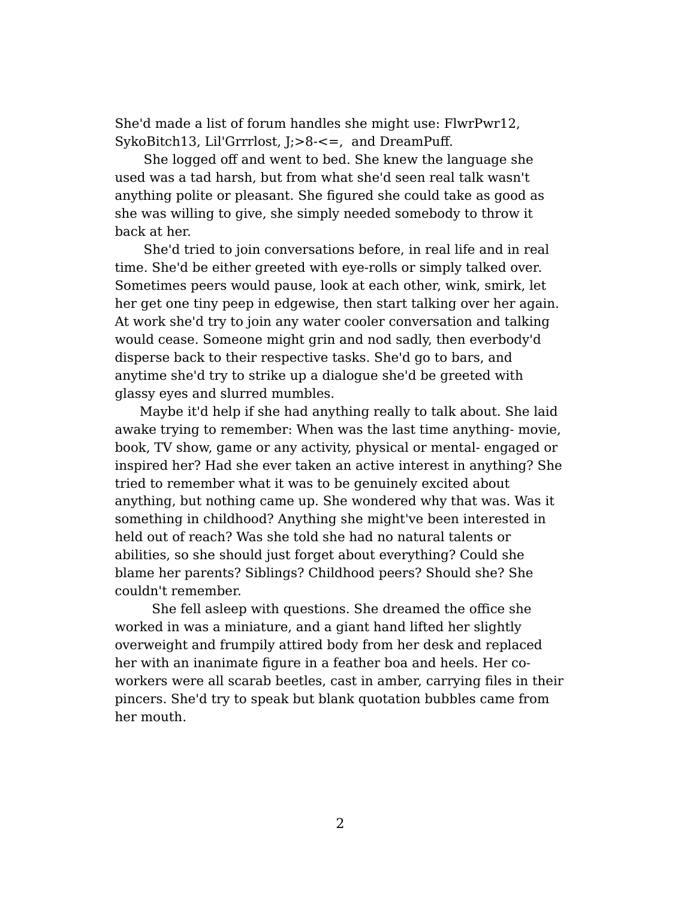She'd made a list of forum handles she might use: FlwrPwr12, SykoBitch13, Lil'Grrrlost, J;>8-<=, and DreamPuff.

She logged off and went to bed. She knew the language she used was a tad harsh, but from what she'd seen real talk wasn't anything polite or pleasant. She figured she could take as good as she was willing to give, she simply needed somebody to throw it back at her.

She'd tried to join conversations before, in real life and in real time. She'd be either greeted with eye-rolls or simply talked over. Sometimes peers would pause, look at each other, wink, smirk, let her get one tiny peep in edgewise, then start talking over her again. At work she'd try to join any water cooler conversation and talking would cease. Someone might grin and nod sadly, then everbody'd disperse back to their respective tasks. She'd go to bars, and anytime she'd try to strike up a dialogue she'd be greeted with glassy eyes and slurred mumbles.

Maybe it'd help if she had anything really to talk about. She laid awake trying to remember: When was the last time anything- movie, book, TV show, game or any activity, physical or mental- engaged or inspired her? Had she ever taken an active interest in anything? She tried to remember what it was to be genuinely excited about anything, but nothing came up. She wondered why that was. Was it something in childhood? Anything she might've been interested in held out of reach? Was she told she had no natural talents or abilities, so she should just forget about everything? Could she blame her parents? Siblings? Childhood peers? Should she? She couldn't remember.

She fell asleep with questions. She dreamed the office she worked in was a miniature, and a giant hand lifted her slightly overweight and frumpily attired body from her desk and replaced her with an inanimate figure in a feather boa and heels. Her co-workers were all scarab beetles, cast in amber, carrying files in their pincers. She'd try to speak but blank quotation bubbles came from her mouth.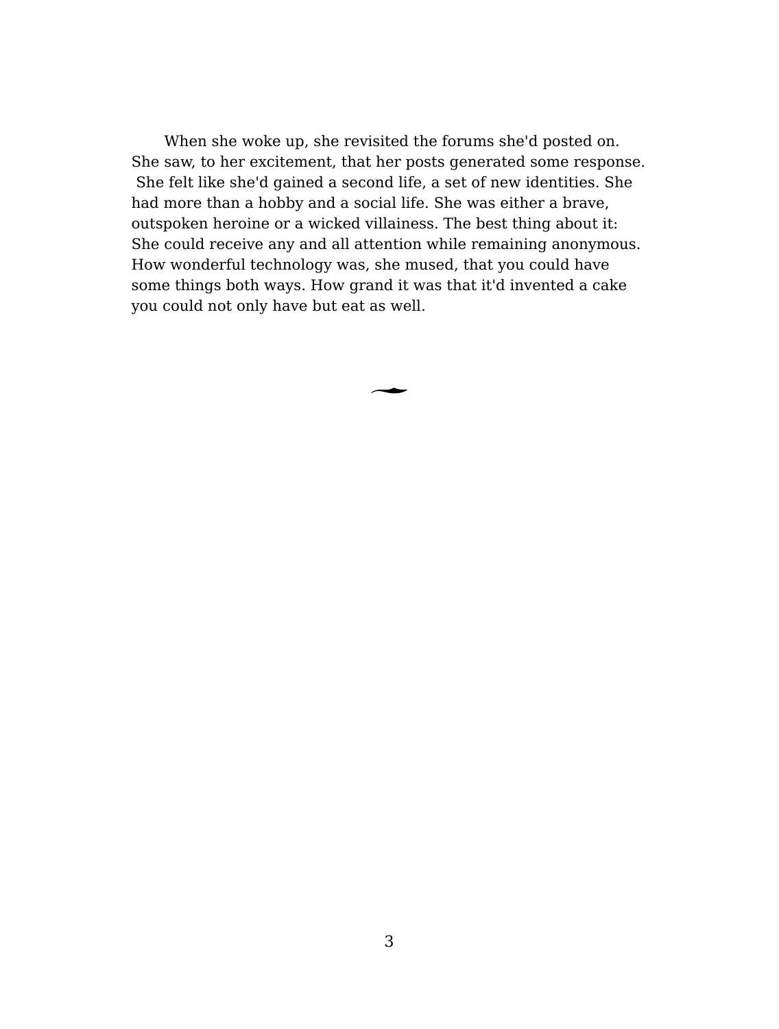When she woke up, she revisited the forums she'd posted on. She saw, to her excitement, that her posts generated some response. She felt like she'd gained a second life, a set of new identities. She had more than a hobby and a social life. She was either a brave, outspoken heroine or a wicked villainess. The best thing about it: She could receive any and all attention while remaining anonymous. How wonderful technology was, she mused, that you could have some things both ways. How grand it was that it'd invented a cake you could not only have but eat as well.